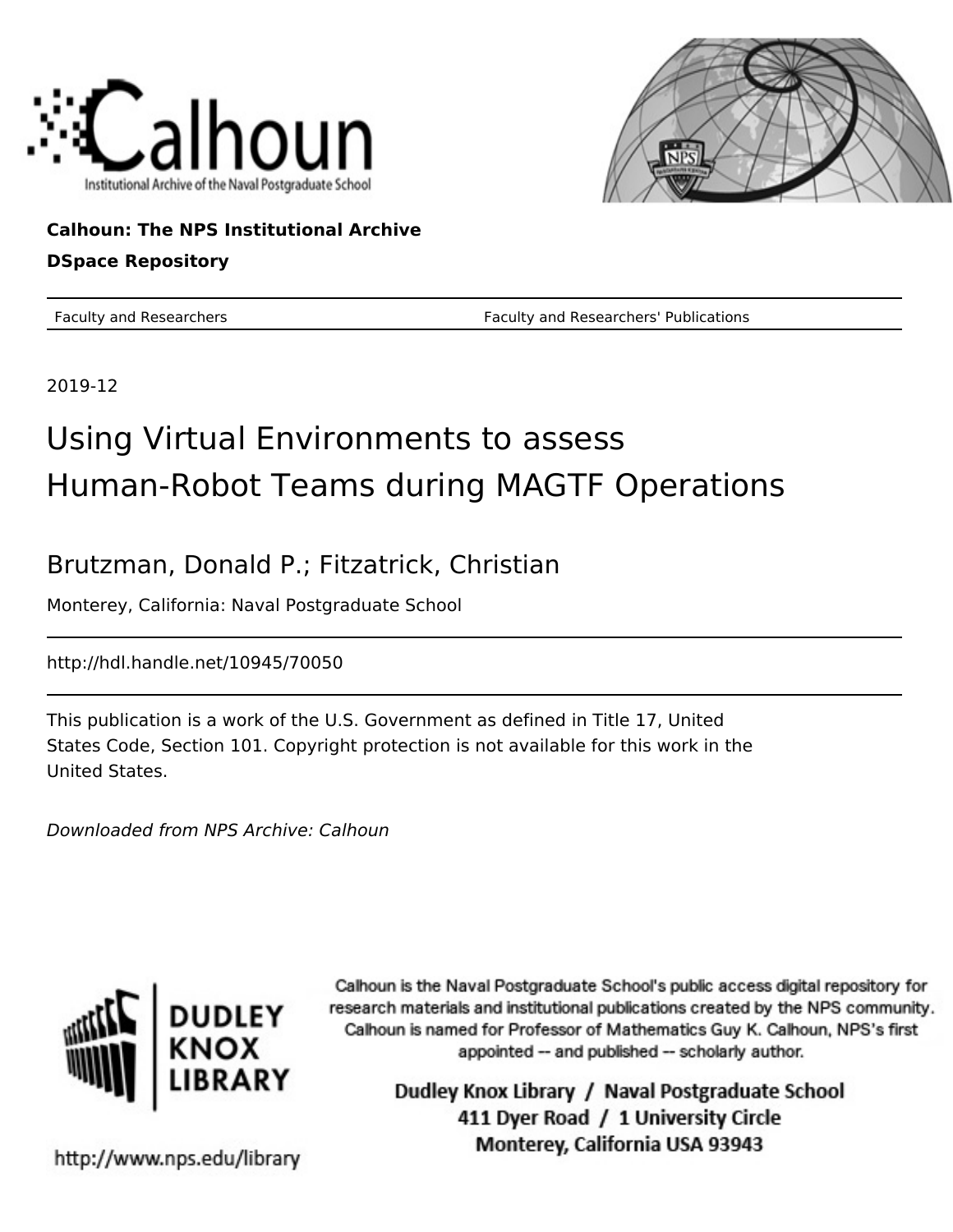Calhoun

Institutional Archive of the Naval Postgraduate School

**Calhoun: The NPS Institutional Archive**

**DSpace Repository**

Faculty and Researchers | Faculty and Researchers' Publications

2019-12

# Using Virtual Environments to assess Human-Robot Teams during MAGTF Operations

## Brutzman, Donald P.; Fitzatrick, Christian

Monterey, California: Naval Postgraduate School

http://hdl.handle.net/10945/70050

This publication is a work of the U.S. Government as defined in Title 17, United States Code, Section 101. Copyright protection is not available for this work in the United States.

*Downloaded from NPS Archive: Calhoun*

DUDLEY KNOX LIBRARY

Calhoun is the Naval Postgraduate School's public access digital repository for research materials and institutional publications created by the NPS community. Calhoun is named for Professor of Mathematics Guy K. Calhoun, NPS's first appointed -- and published -- scholarly author.

Dudley Knox Library / Naval Postgraduate School
411 Dyer Road / 1 University Circle
Monterey, California USA 93943

http://www.nps.edu/library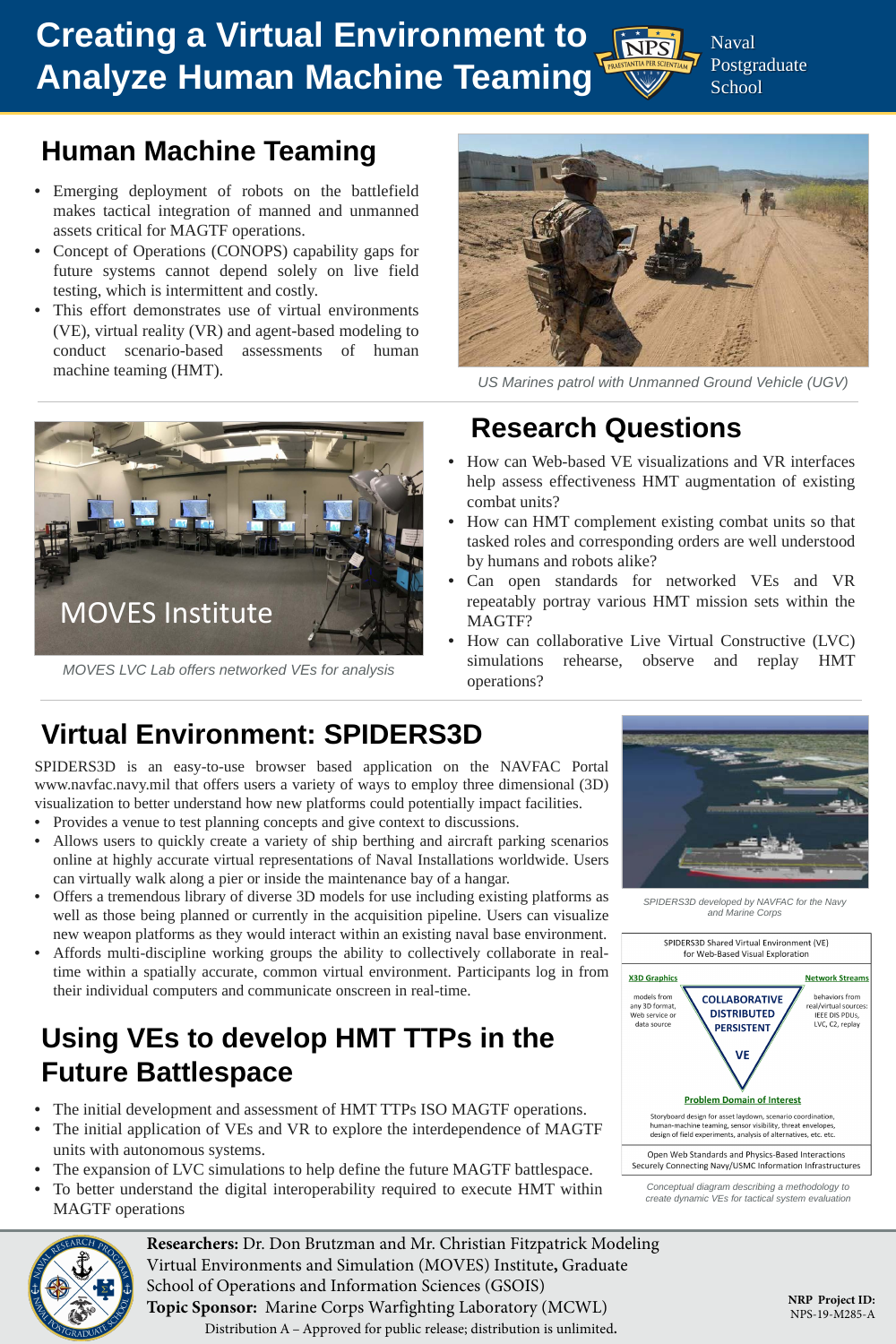# Creating a Virtual Environment to Analyze Human Machine Teaming

Naval Postgraduate School

## Human Machine Teaming

- Emerging deployment of robots on the battlefield makes tactical integration of manned and unmanned assets critical for MAGTF operations.
- Concept of Operations (CONOPS) capability gaps for future systems cannot depend solely on live field testing, which is intermittent and costly.
- This effort demonstrates use of virtual environments (VE), virtual reality (VR) and agent-based modeling to conduct scenario-based assessments of human machine teaming (HMT).

*US Marines patrol with Unmanned Ground Vehicle (UGV)*

MOVES Institute

*MOVES LVC Lab offers networked VEs for analysis*

## Research Questions

- How can Web-based VE visualizations and VR interfaces help assess effectiveness HMT augmentation of existing combat units?
- How can HMT complement existing combat units so that tasked roles and corresponding orders are well understood by humans and robots alike?
- Can open standards for networked VEs and VR repeatably portray various HMT mission sets within the MAGTF?
- How can collaborative Live Virtual Constructive (LVC) simulations rehearse, observe and replay HMT operations?

## Virtual Environment: SPIDERS3D

SPIDERS3D is an easy-to-use browser based application on the NAVFAC Portal www.navfac.navy.mil that offers users a variety of ways to employ three dimensional (3D) visualization to better understand how new platforms could potentially impact facilities.

- Provides a venue to test planning concepts and give context to discussions.
- Allows users to quickly create a variety of ship berthing and aircraft parking scenarios online at highly accurate virtual representations of Naval Installations worldwide. Users can virtually walk along a pier or inside the maintenance bay of a hangar.
- Offers a tremendous library of diverse 3D models for use including existing platforms as well as those being planned or currently in the acquisition pipeline. Users can visualize new weapon platforms as they would interact within an existing naval base environment.
- Affords multi-discipline working groups the ability to collectively collaborate in real-time within a spatially accurate, common virtual environment. Participants log in from their individual computers and communicate onscreen in real-time.

*SPIDERS3D developed by NAVFAC for the Navy and Marine Corps*

SPIDERS3D Shared Virtual Environment (VE) for Web-Based Visual Exploration

X3D Graphics: models from any 3D format, Web service or data source

Network Streams: behaviors from real/virtual sources: IEEE DIS PDUs, LVC, C2, replay

COLLABORATIVE DISTRIBUTED PERSISTENT VE

Problem Domain of Interest: Storyboard design for asset laydown, scenario coordination, human-machine teaming, sensor visibility, threat envelopes, design of field experiments, analysis of alternatives, etc. etc.

Open Web Standards and Physics-Based Interactions Securely Connecting Navy/USMC Information Infrastructures

*Conceptual diagram describing a methodology to create dynamic VEs for tactical system evaluation*

## Using VEs to develop HMT TTPs in the Future Battlespace

- The initial development and assessment of HMT TTPs ISO MAGTF operations.
- The initial application of VEs and VR to explore the interdependence of MAGTF units with autonomous systems.
- The expansion of LVC simulations to help define the future MAGTF battlespace.
- To better understand the digital interoperability required to execute HMT within MAGTF operations

**Researchers:** Dr. Don Brutzman and Mr. Christian Fitzpatrick Modeling Virtual Environments and Simulation (MOVES) Institute**,** Graduate School of Operations and Information Sciences (GSOIS)

**Topic Sponsor:** Marine Corps Warfighting Laboratory (MCWL)

Distribution A – Approved for public release; distribution is unlimited.

**NRP Project ID:** NPS-19-M285-A